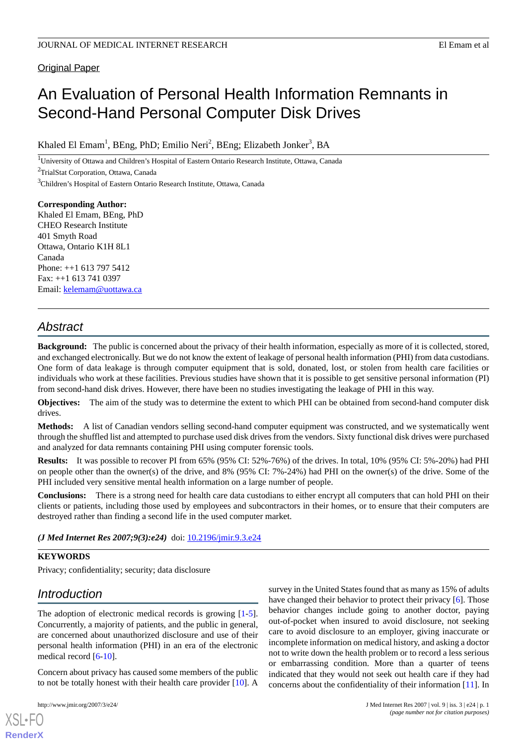Original Paper

# An Evaluation of Personal Health Information Remnants in Second-Hand Personal Computer Disk Drives

Khaled El Emam[1], BEng, PhD; Emilio Neri[2], BEng; Elizabeth Jonker[3], BA

[1]University of Ottawa and Children's Hospital of Eastern Ontario Research Institute, Ottawa, Canada

[2]TrialStat Corporation, Ottawa, Canada

[3]Children's Hospital of Eastern Ontario Research Institute, Ottawa, Canada

**Corresponding Author:**
Khaled El Emam, BEng, PhD
CHEO Research Institute
401 Smyth Road
Ottawa, Ontario K1H 8L1
Canada
Phone: ++1 613 797 5412
Fax: ++1 613 741 0397
Email: kelemam@uottawa.ca

## Abstract

**Background:** The public is concerned about the privacy of their health information, especially as more of it is collected, stored, and exchanged electronically. But we do not know the extent of leakage of personal health information (PHI) from data custodians. One form of data leakage is through computer equipment that is sold, donated, lost, or stolen from health care facilities or individuals who work at these facilities. Previous studies have shown that it is possible to get sensitive personal information (PI) from second-hand disk drives. However, there have been no studies investigating the leakage of PHI in this way.

**Objectives:** The aim of the study was to determine the extent to which PHI can be obtained from second-hand computer disk drives.

**Methods:** A list of Canadian vendors selling second-hand computer equipment was constructed, and we systematically went through the shuffled list and attempted to purchase used disk drives from the vendors. Sixty functional disk drives were purchased and analyzed for data remnants containing PHI using computer forensic tools.

**Results:** It was possible to recover PI from 65% (95% CI: 52%-76%) of the drives. In total, 10% (95% CI: 5%-20%) had PHI on people other than the owner(s) of the drive, and 8% (95% CI: 7%-24%) had PHI on the owner(s) of the drive. Some of the PHI included very sensitive mental health information on a large number of people.

**Conclusions:** There is a strong need for health care data custodians to either encrypt all computers that can hold PHI on their clients or patients, including those used by employees and subcontractors in their homes, or to ensure that their computers are destroyed rather than finding a second life in the used computer market.

***(J Med Internet Res 2007;9(3):e24)*** doi: 10.2196/jmir.9.3.e24

**KEYWORDS**

Privacy; confidentiality; security; data disclosure

## Introduction

The adoption of electronic medical records is growing [1-5]. Concurrently, a majority of patients, and the public in general, are concerned about unauthorized disclosure and use of their personal health information (PHI) in an era of the electronic medical record [6-10].

Concern about privacy has caused some members of the public to not be totally honest with their health care provider [10]. A survey in the United States found that as many as 15% of adults have changed their behavior to protect their privacy [6]. Those behavior changes include going to another doctor, paying out-of-pocket when insured to avoid disclosure, not seeking care to avoid disclosure to an employer, giving inaccurate or incomplete information on medical history, and asking a doctor not to write down the health problem or to record a less serious or embarrassing condition. More than a quarter of teens indicated that they would not seek out health care if they had concerns about the confidentiality of their information [11]. In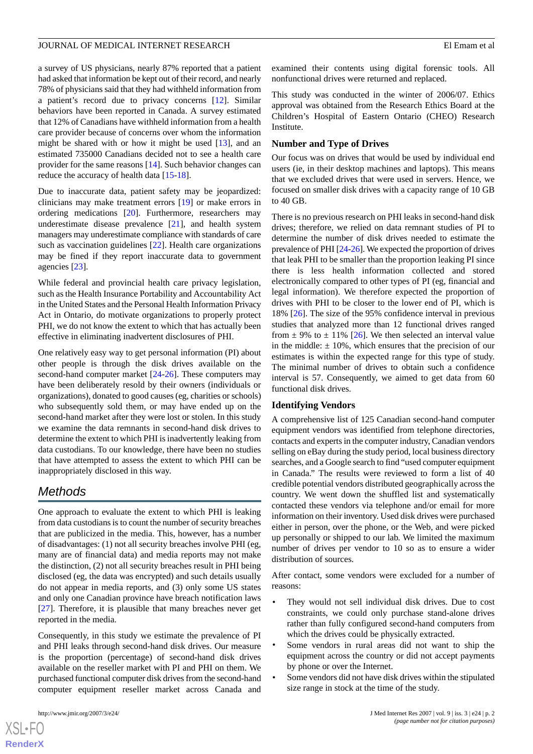a survey of US physicians, nearly 87% reported that a patient had asked that information be kept out of their record, and nearly 78% of physicians said that they had withheld information from a patient's record due to privacy concerns [12]. Similar behaviors have been reported in Canada. A survey estimated that 12% of Canadians have withheld information from a health care provider because of concerns over whom the information might be shared with or how it might be used [13], and an estimated 735000 Canadians decided not to see a health care provider for the same reasons [14]. Such behavior changes can reduce the accuracy of health data [15-18].

Due to inaccurate data, patient safety may be jeopardized: clinicians may make treatment errors [19] or make errors in ordering medications [20]. Furthermore, researchers may underestimate disease prevalence [21], and health system managers may underestimate compliance with standards of care such as vaccination guidelines [22]. Health care organizations may be fined if they report inaccurate data to government agencies [23].

While federal and provincial health care privacy legislation, such as the Health Insurance Portability and Accountability Act in the United States and the Personal Health Information Privacy Act in Ontario, do motivate organizations to properly protect PHI, we do not know the extent to which that has actually been effective in eliminating inadvertent disclosures of PHI.

One relatively easy way to get personal information (PI) about other people is through the disk drives available on the second-hand computer market [24-26]. These computers may have been deliberately resold by their owners (individuals or organizations), donated to good causes (eg, charities or schools) who subsequently sold them, or may have ended up on the second-hand market after they were lost or stolen. In this study we examine the data remnants in second-hand disk drives to determine the extent to which PHI is inadvertently leaking from data custodians. To our knowledge, there have been no studies that have attempted to assess the extent to which PHI can be inappropriately disclosed in this way.

## Methods

One approach to evaluate the extent to which PHI is leaking from data custodians is to count the number of security breaches that are publicized in the media. This, however, has a number of disadvantages: (1) not all security breaches involve PHI (eg, many are of financial data) and media reports may not make the distinction, (2) not all security breaches result in PHI being disclosed (eg, the data was encrypted) and such details usually do not appear in media reports, and (3) only some US states and only one Canadian province have breach notification laws [27]. Therefore, it is plausible that many breaches never get reported in the media.

Consequently, in this study we estimate the prevalence of PI and PHI leaks through second-hand disk drives. Our measure is the proportion (percentage) of second-hand disk drives available on the reseller market with PI and PHI on them. We purchased functional computer disk drives from the second-hand computer equipment reseller market across Canada and examined their contents using digital forensic tools. All nonfunctional drives were returned and replaced.

This study was conducted in the winter of 2006/07. Ethics approval was obtained from the Research Ethics Board at the Children's Hospital of Eastern Ontario (CHEO) Research Institute.

### Number and Type of Drives

Our focus was on drives that would be used by individual end users (ie, in their desktop machines and laptops). This means that we excluded drives that were used in servers. Hence, we focused on smaller disk drives with a capacity range of 10 GB to 40 GB.

There is no previous research on PHI leaks in second-hand disk drives; therefore, we relied on data remnant studies of PI to determine the number of disk drives needed to estimate the prevalence of PHI [24-26]. We expected the proportion of drives that leak PHI to be smaller than the proportion leaking PI since there is less health information collected and stored electronically compared to other types of PI (eg, financial and legal information). We therefore expected the proportion of drives with PHI to be closer to the lower end of PI, which is 18% [26]. The size of the 95% confidence interval in previous studies that analyzed more than 12 functional drives ranged from ± 9% to ± 11% [26]. We then selected an interval value in the middle: ± 10%, which ensures that the precision of our estimates is within the expected range for this type of study. The minimal number of drives to obtain such a confidence interval is 57. Consequently, we aimed to get data from 60 functional disk drives.

### Identifying Vendors

A comprehensive list of 125 Canadian second-hand computer equipment vendors was identified from telephone directories, contacts and experts in the computer industry, Canadian vendors selling on eBay during the study period, local business directory searches, and a Google search to find "used computer equipment in Canada." The results were reviewed to form a list of 40 credible potential vendors distributed geographically across the country. We went down the shuffled list and systematically contacted these vendors via telephone and/or email for more information on their inventory. Used disk drives were purchased either in person, over the phone, or the Web, and were picked up personally or shipped to our lab. We limited the maximum number of drives per vendor to 10 so as to ensure a wider distribution of sources.

After contact, some vendors were excluded for a number of reasons:

- They would not sell individual disk drives. Due to cost constraints, we could only purchase stand-alone drives rather than fully configured second-hand computers from which the drives could be physically extracted.
- Some vendors in rural areas did not want to ship the equipment across the country or did not accept payments by phone or over the Internet.
- Some vendors did not have disk drives within the stipulated size range in stock at the time of the study.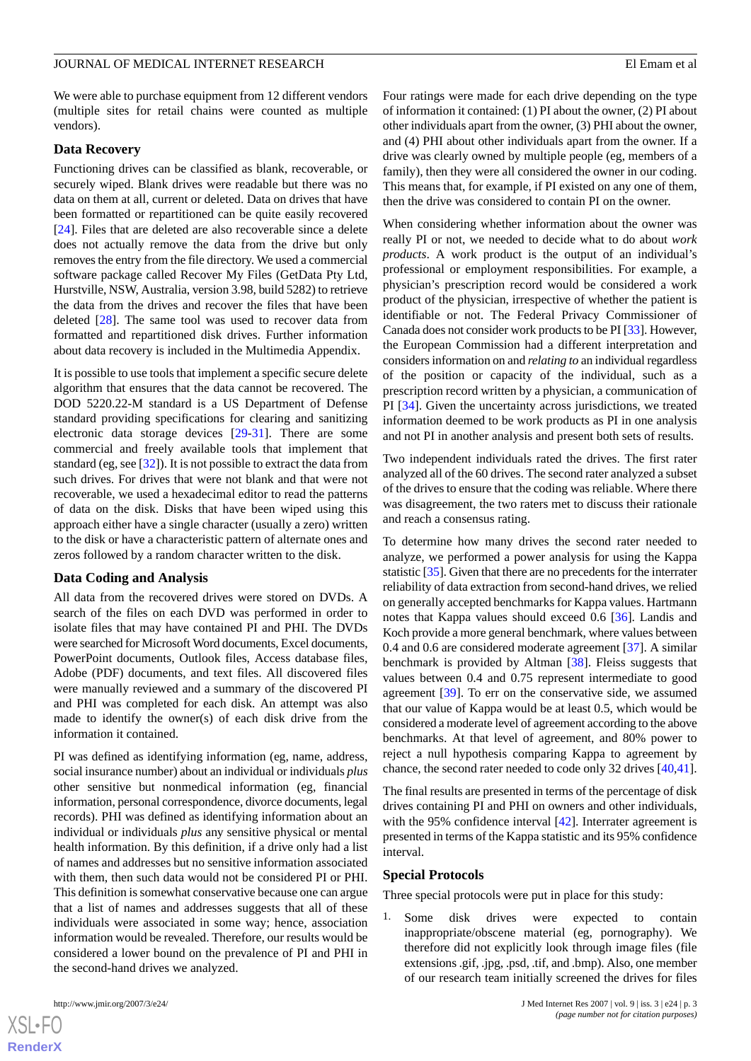We were able to purchase equipment from 12 different vendors (multiple sites for retail chains were counted as multiple vendors).

### Data Recovery

Functioning drives can be classified as blank, recoverable, or securely wiped. Blank drives were readable but there was no data on them at all, current or deleted. Data on drives that have been formatted or repartitioned can be quite easily recovered [24]. Files that are deleted are also recoverable since a delete does not actually remove the data from the drive but only removes the entry from the file directory. We used a commercial software package called Recover My Files (GetData Pty Ltd, Hurstville, NSW, Australia, version 3.98, build 5282) to retrieve the data from the drives and recover the files that have been deleted [28]. The same tool was used to recover data from formatted and repartitioned disk drives. Further information about data recovery is included in the Multimedia Appendix.

It is possible to use tools that implement a specific secure delete algorithm that ensures that the data cannot be recovered. The DOD 5220.22-M standard is a US Department of Defense standard providing specifications for clearing and sanitizing electronic data storage devices [29-31]. There are some commercial and freely available tools that implement that standard (eg, see [32]). It is not possible to extract the data from such drives. For drives that were not blank and that were not recoverable, we used a hexadecimal editor to read the patterns of data on the disk. Disks that have been wiped using this approach either have a single character (usually a zero) written to the disk or have a characteristic pattern of alternate ones and zeros followed by a random character written to the disk.

### Data Coding and Analysis

All data from the recovered drives were stored on DVDs. A search of the files on each DVD was performed in order to isolate files that may have contained PI and PHI. The DVDs were searched for Microsoft Word documents, Excel documents, PowerPoint documents, Outlook files, Access database files, Adobe (PDF) documents, and text files. All discovered files were manually reviewed and a summary of the discovered PI and PHI was completed for each disk. An attempt was also made to identify the owner(s) of each disk drive from the information it contained.

PI was defined as identifying information (eg, name, address, social insurance number) about an individual or individuals *plus* other sensitive but nonmedical information (eg, financial information, personal correspondence, divorce documents, legal records). PHI was defined as identifying information about an individual or individuals *plus* any sensitive physical or mental health information. By this definition, if a drive only had a list of names and addresses but no sensitive information associated with them, then such data would not be considered PI or PHI. This definition is somewhat conservative because one can argue that a list of names and addresses suggests that all of these individuals were associated in some way; hence, association information would be revealed. Therefore, our results would be considered a lower bound on the prevalence of PI and PHI in the second-hand drives we analyzed.

Four ratings were made for each drive depending on the type of information it contained: (1) PI about the owner, (2) PI about other individuals apart from the owner, (3) PHI about the owner, and (4) PHI about other individuals apart from the owner. If a drive was clearly owned by multiple people (eg, members of a family), then they were all considered the owner in our coding. This means that, for example, if PI existed on any one of them, then the drive was considered to contain PI on the owner.

When considering whether information about the owner was really PI or not, we needed to decide what to do about *work products*. A work product is the output of an individual's professional or employment responsibilities. For example, a physician's prescription record would be considered a work product of the physician, irrespective of whether the patient is identifiable or not. The Federal Privacy Commissioner of Canada does not consider work products to be PI [33]. However, the European Commission had a different interpretation and considers information on and *relating to* an individual regardless of the position or capacity of the individual, such as a prescription record written by a physician, a communication of PI [34]. Given the uncertainty across jurisdictions, we treated information deemed to be work products as PI in one analysis and not PI in another analysis and present both sets of results.

Two independent individuals rated the drives. The first rater analyzed all of the 60 drives. The second rater analyzed a subset of the drives to ensure that the coding was reliable. Where there was disagreement, the two raters met to discuss their rationale and reach a consensus rating.

To determine how many drives the second rater needed to analyze, we performed a power analysis for using the Kappa statistic [35]. Given that there are no precedents for the interrater reliability of data extraction from second-hand drives, we relied on generally accepted benchmarks for Kappa values. Hartmann notes that Kappa values should exceed 0.6 [36]. Landis and Koch provide a more general benchmark, where values between 0.4 and 0.6 are considered moderate agreement [37]. A similar benchmark is provided by Altman [38]. Fleiss suggests that values between 0.4 and 0.75 represent intermediate to good agreement [39]. To err on the conservative side, we assumed that our value of Kappa would be at least 0.5, which would be considered a moderate level of agreement according to the above benchmarks. At that level of agreement, and 80% power to reject a null hypothesis comparing Kappa to agreement by chance, the second rater needed to code only 32 drives [40,41].

The final results are presented in terms of the percentage of disk drives containing PI and PHI on owners and other individuals, with the 95% confidence interval [42]. Interrater agreement is presented in terms of the Kappa statistic and its 95% confidence interval.

### Special Protocols

Three special protocols were put in place for this study:

1. Some disk drives were expected to contain inappropriate/obscene material (eg, pornography). We therefore did not explicitly look through image files (file extensions .gif, .jpg, .psd, .tif, and .bmp). Also, one member of our research team initially screened the drives for files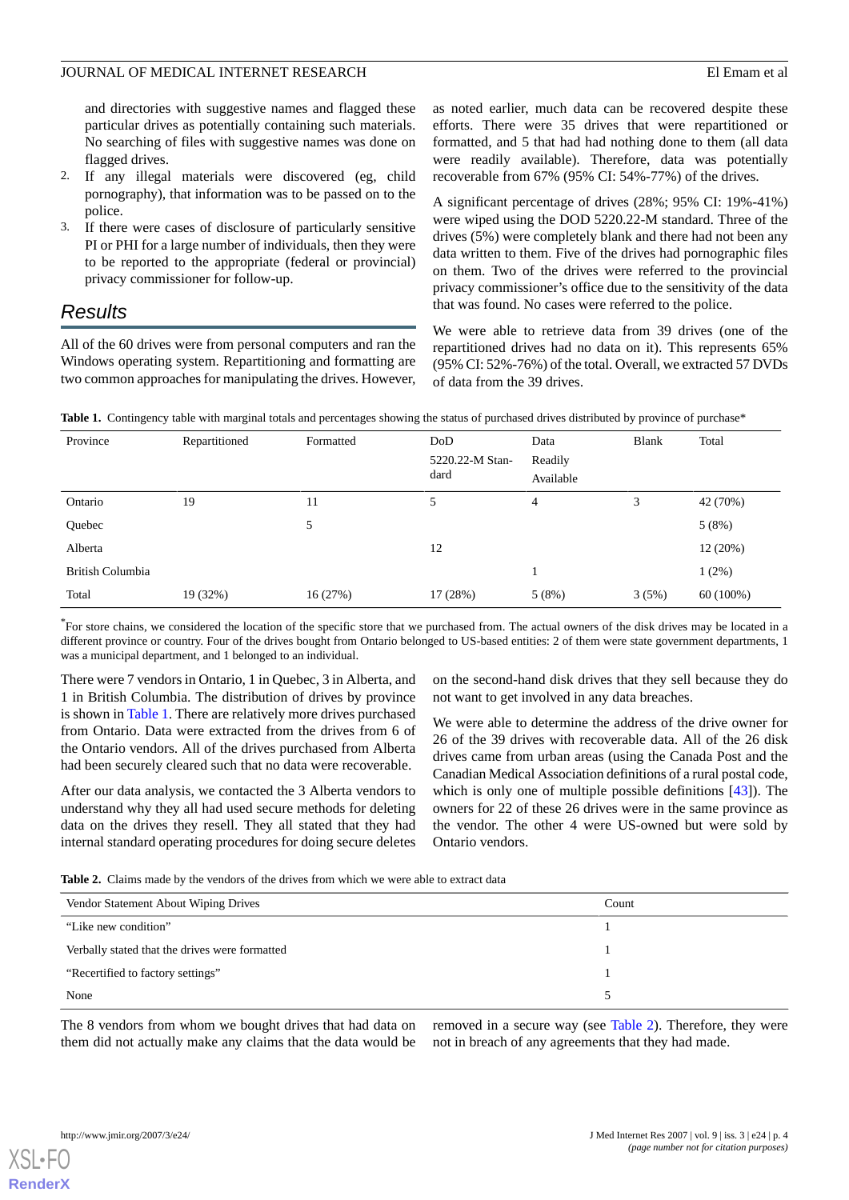and directories with suggestive names and flagged these particular drives as potentially containing such materials. No searching of files with suggestive names was done on flagged drives.

2. If any illegal materials were discovered (eg, child pornography), that information was to be passed on to the police.
3. If there were cases of disclosure of particularly sensitive PI or PHI for a large number of individuals, then they were to be reported to the appropriate (federal or provincial) privacy commissioner for follow-up.

## Results

All of the 60 drives were from personal computers and ran the Windows operating system. Repartitioning and formatting are two common approaches for manipulating the drives. However, as noted earlier, much data can be recovered despite these efforts. There were 35 drives that were repartitioned or formatted, and 5 that had had nothing done to them (all data were readily available). Therefore, data was potentially recoverable from 67% (95% CI: 54%-77%) of the drives.

A significant percentage of drives (28%; 95% CI: 19%-41%) were wiped using the DOD 5220.22-M standard. Three of the drives (5%) were completely blank and there had not been any data written to them. Five of the drives had pornographic files on them. Two of the drives were referred to the provincial privacy commissioner's office due to the sensitivity of the data that was found. No cases were referred to the police.

We were able to retrieve data from 39 drives (one of the repartitioned drives had no data on it). This represents 65% (95% CI: 52%-76%) of the total. Overall, we extracted 57 DVDs of data from the 39 drives.

**Table 1.** Contingency table with marginal totals and percentages showing the status of purchased drives distributed by province of purchase*

| Province | Repartitioned | Formatted | DoD 5220.22-M Standard | Data Readily Available | Blank | Total |
|---|---|---|---|---|---|---|
| Ontario | 19 | 11 | 5 | 4 | 3 | 42 (70%) |
| Quebec | | 5 | | | | 5 (8%) |
| Alberta | | | 12 | | | 12 (20%) |
| British Columbia | | | | 1 | | 1 (2%) |
| Total | 19 (32%) | 16 (27%) | 17 (28%) | 5 (8%) | 3 (5%) | 60 (100%) |

*For store chains, we considered the location of the specific store that we purchased from. The actual owners of the disk drives may be located in a different province or country. Four of the drives bought from Ontario belonged to US-based entities: 2 of them were state government departments, 1 was a municipal department, and 1 belonged to an individual.

There were 7 vendors in Ontario, 1 in Quebec, 3 in Alberta, and 1 in British Columbia. The distribution of drives by province is shown in Table 1. There are relatively more drives purchased from Ontario. Data were extracted from the drives from 6 of the Ontario vendors. All of the drives purchased from Alberta had been securely cleared such that no data were recoverable.

After our data analysis, we contacted the 3 Alberta vendors to understand why they all had used secure methods for deleting data on the drives they resell. They all stated that they had internal standard operating procedures for doing secure deletes on the second-hand disk drives that they sell because they do not want to get involved in any data breaches.

We were able to determine the address of the drive owner for 26 of the 39 drives with recoverable data. All of the 26 disk drives came from urban areas (using the Canada Post and the Canadian Medical Association definitions of a rural postal code, which is only one of multiple possible definitions [43]). The owners for 22 of these 26 drives were in the same province as the vendor. The other 4 were US-owned but were sold by Ontario vendors.

**Table 2.** Claims made by the vendors of the drives from which we were able to extract data

| Vendor Statement About Wiping Drives | Count |
|---|---|
| "Like new condition" | 1 |
| Verbally stated that the drives were formatted | 1 |
| "Recertified to factory settings" | 1 |
| None | 5 |

The 8 vendors from whom we bought drives that had data on them did not actually make any claims that the data would be removed in a secure way (see Table 2). Therefore, they were not in breach of any agreements that they had made.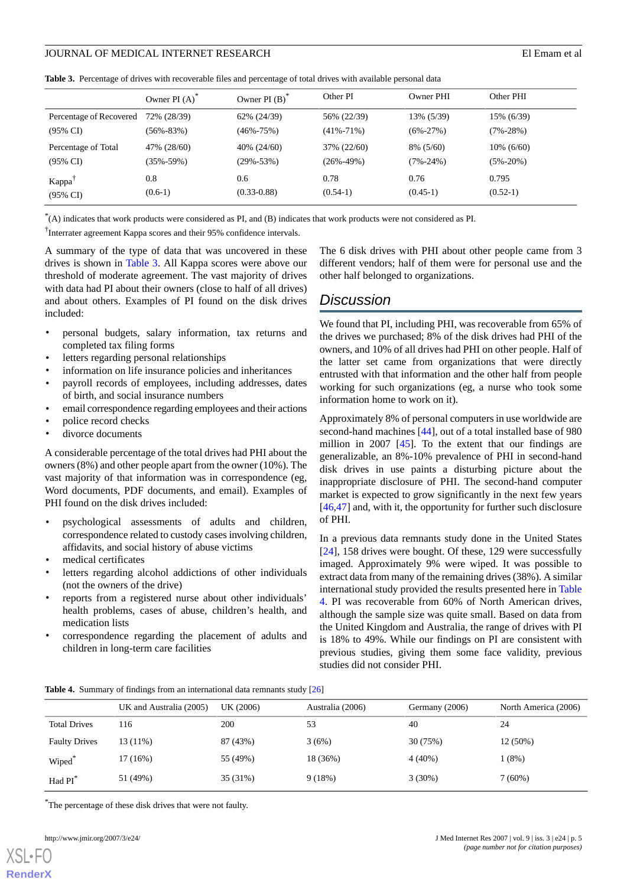**Table 3.** Percentage of drives with recoverable files and percentage of total drives with available personal data

| | Owner PI (A)* | Owner PI (B)* | Other PI | Owner PHI | Other PHI |
|---|---|---|---|---|---|
| Percentage of Recovered (95% CI) | 72% (28/39) (56%-83%) | 62% (24/39) (46%-75%) | 56% (22/39) (41%-71%) | 13% (5/39) (6%-27%) | 15% (6/39) (7%-28%) |
| Percentage of Total (95% CI) | 47% (28/60) (35%-59%) | 40% (24/60) (29%-53%) | 37% (22/60) (26%-49%) | 8% (5/60) (7%-24%) | 10% (6/60) (5%-20%) |
| Kappa† (95% CI) | 0.8 (0.6-1) | 0.6 (0.33-0.88) | 0.78 (0.54-1) | 0.76 (0.45-1) | 0.795 (0.52-1) |

*(A) indicates that work products were considered as PI, and (B) indicates that work products were not considered as PI.

†Interrater agreement Kappa scores and their 95% confidence intervals.

A summary of the type of data that was uncovered in these drives is shown in Table 3. All Kappa scores were above our threshold of moderate agreement. The vast majority of drives with data had PI about their owners (close to half of all drives) and about others. Examples of PI found on the disk drives included:

- personal budgets, salary information, tax returns and completed tax filing forms
- letters regarding personal relationships
- information on life insurance policies and inheritances
- payroll records of employees, including addresses, dates of birth, and social insurance numbers
- email correspondence regarding employees and their actions
- police record checks
- divorce documents

A considerable percentage of the total drives had PHI about the owners (8%) and other people apart from the owner (10%). The vast majority of that information was in correspondence (eg, Word documents, PDF documents, and email). Examples of PHI found on the disk drives included:

- psychological assessments of adults and children, correspondence related to custody cases involving children, affidavits, and social history of abuse victims
- medical certificates
- letters regarding alcohol addictions of other individuals (not the owners of the drive)
- reports from a registered nurse about other individuals' health problems, cases of abuse, children's health, and medication lists
- correspondence regarding the placement of adults and children in long-term care facilities

The 6 disk drives with PHI about other people came from 3 different vendors; half of them were for personal use and the other half belonged to organizations.

## Discussion

We found that PI, including PHI, was recoverable from 65% of the drives we purchased; 8% of the disk drives had PHI of the owners, and 10% of all drives had PHI on other people. Half of the latter set came from organizations that were directly entrusted with that information and the other half from people working for such organizations (eg, a nurse who took some information home to work on it).

Approximately 8% of personal computers in use worldwide are second-hand machines [44], out of a total installed base of 980 million in 2007 [45]. To the extent that our findings are generalizable, an 8%-10% prevalence of PHI in second-hand disk drives in use paints a disturbing picture about the inappropriate disclosure of PHI. The second-hand computer market is expected to grow significantly in the next few years [46,47] and, with it, the opportunity for further such disclosure of PHI.

In a previous data remnants study done in the United States [24], 158 drives were bought. Of these, 129 were successfully imaged. Approximately 9% were wiped. It was possible to extract data from many of the remaining drives (38%). A similar international study provided the results presented here in Table 4. PI was recoverable from 60% of North American drives, although the sample size was quite small. Based on data from the United Kingdom and Australia, the range of drives with PI is 18% to 49%. While our findings on PI are consistent with previous studies, giving them some face validity, previous studies did not consider PHI.

**Table 4.** Summary of findings from an international data remnants study [26]

| | UK and Australia (2005) | UK (2006) | Australia (2006) | Germany (2006) | North America (2006) |
|---|---|---|---|---|---|
| Total Drives | 116 | 200 | 53 | 40 | 24 |
| Faulty Drives | 13 (11%) | 87 (43%) | 3 (6%) | 30 (75%) | 12 (50%) |
| Wiped* | 17 (16%) | 55 (49%) | 18 (36%) | 4 (40%) | 1 (8%) |
| Had PI* | 51 (49%) | 35 (31%) | 9 (18%) | 3 (30%) | 7 (60%) |

*The percentage of these disk drives that were not faulty.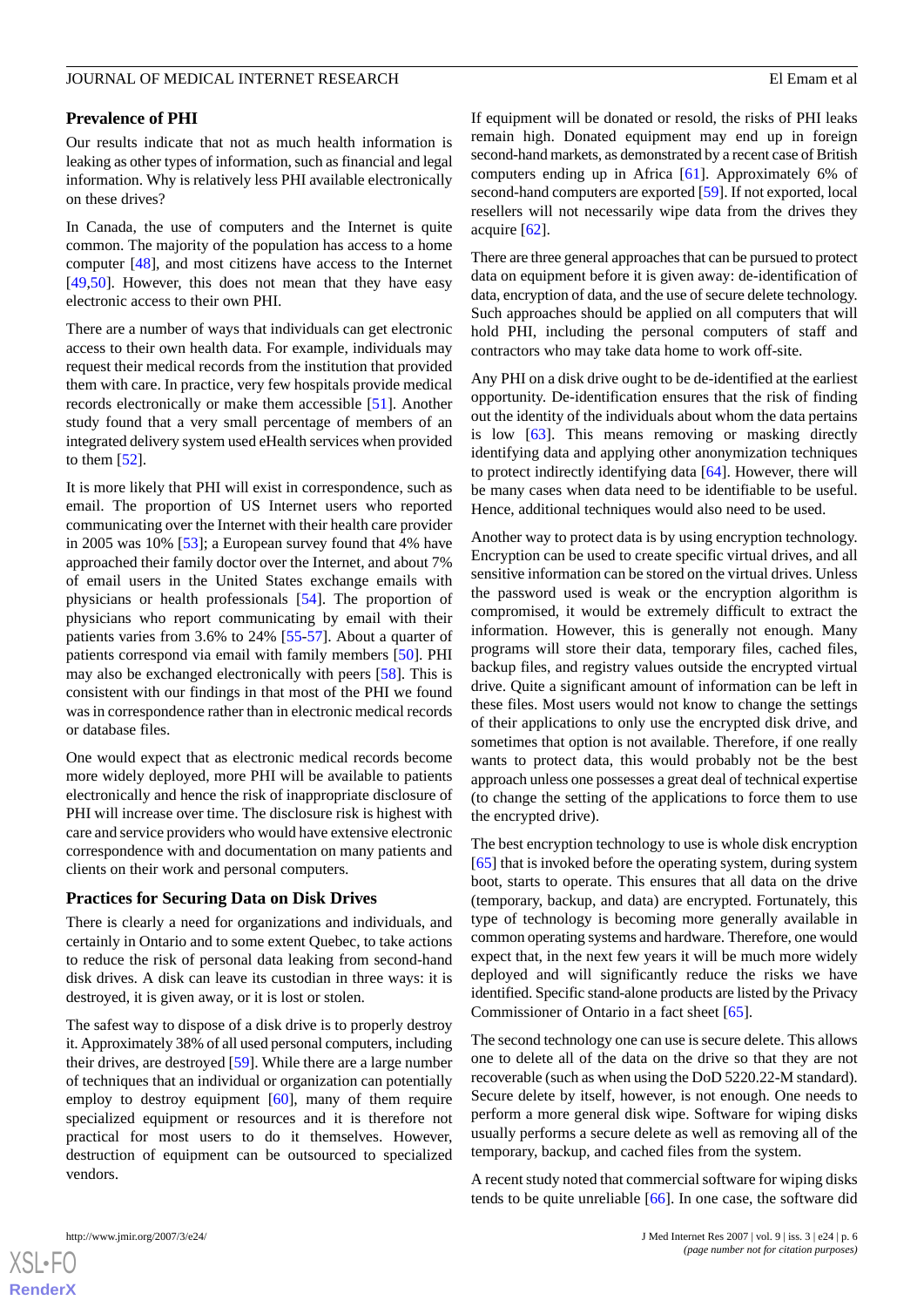### Prevalence of PHI

Our results indicate that not as much health information is leaking as other types of information, such as financial and legal information. Why is relatively less PHI available electronically on these drives?

In Canada, the use of computers and the Internet is quite common. The majority of the population has access to a home computer [48], and most citizens have access to the Internet [49,50]. However, this does not mean that they have easy electronic access to their own PHI.

There are a number of ways that individuals can get electronic access to their own health data. For example, individuals may request their medical records from the institution that provided them with care. In practice, very few hospitals provide medical records electronically or make them accessible [51]. Another study found that a very small percentage of members of an integrated delivery system used eHealth services when provided to them [52].

It is more likely that PHI will exist in correspondence, such as email. The proportion of US Internet users who reported communicating over the Internet with their health care provider in 2005 was 10% [53]; a European survey found that 4% have approached their family doctor over the Internet, and about 7% of email users in the United States exchange emails with physicians or health professionals [54]. The proportion of physicians who report communicating by email with their patients varies from 3.6% to 24% [55-57]. About a quarter of patients correspond via email with family members [50]. PHI may also be exchanged electronically with peers [58]. This is consistent with our findings in that most of the PHI we found was in correspondence rather than in electronic medical records or database files.

One would expect that as electronic medical records become more widely deployed, more PHI will be available to patients electronically and hence the risk of inappropriate disclosure of PHI will increase over time. The disclosure risk is highest with care and service providers who would have extensive electronic correspondence with and documentation on many patients and clients on their work and personal computers.

### Practices for Securing Data on Disk Drives

There is clearly a need for organizations and individuals, and certainly in Ontario and to some extent Quebec, to take actions to reduce the risk of personal data leaking from second-hand disk drives. A disk can leave its custodian in three ways: it is destroyed, it is given away, or it is lost or stolen.

The safest way to dispose of a disk drive is to properly destroy it. Approximately 38% of all used personal computers, including their drives, are destroyed [59]. While there are a large number of techniques that an individual or organization can potentially employ to destroy equipment [60], many of them require specialized equipment or resources and it is therefore not practical for most users to do it themselves. However, destruction of equipment can be outsourced to specialized vendors.

If equipment will be donated or resold, the risks of PHI leaks remain high. Donated equipment may end up in foreign second-hand markets, as demonstrated by a recent case of British computers ending up in Africa [61]. Approximately 6% of second-hand computers are exported [59]. If not exported, local resellers will not necessarily wipe data from the drives they acquire [62].

There are three general approaches that can be pursued to protect data on equipment before it is given away: de-identification of data, encryption of data, and the use of secure delete technology. Such approaches should be applied on all computers that will hold PHI, including the personal computers of staff and contractors who may take data home to work off-site.

Any PHI on a disk drive ought to be de-identified at the earliest opportunity. De-identification ensures that the risk of finding out the identity of the individuals about whom the data pertains is low [63]. This means removing or masking directly identifying data and applying other anonymization techniques to protect indirectly identifying data [64]. However, there will be many cases when data need to be identifiable to be useful. Hence, additional techniques would also need to be used.

Another way to protect data is by using encryption technology. Encryption can be used to create specific virtual drives, and all sensitive information can be stored on the virtual drives. Unless the password used is weak or the encryption algorithm is compromised, it would be extremely difficult to extract the information. However, this is generally not enough. Many programs will store their data, temporary files, cached files, backup files, and registry values outside the encrypted virtual drive. Quite a significant amount of information can be left in these files. Most users would not know to change the settings of their applications to only use the encrypted disk drive, and sometimes that option is not available. Therefore, if one really wants to protect data, this would probably not be the best approach unless one possesses a great deal of technical expertise (to change the setting of the applications to force them to use the encrypted drive).

The best encryption technology to use is whole disk encryption [65] that is invoked before the operating system, during system boot, starts to operate. This ensures that all data on the drive (temporary, backup, and data) are encrypted. Fortunately, this type of technology is becoming more generally available in common operating systems and hardware. Therefore, one would expect that, in the next few years it will be much more widely deployed and will significantly reduce the risks we have identified. Specific stand-alone products are listed by the Privacy Commissioner of Ontario in a fact sheet [65].

The second technology one can use is secure delete. This allows one to delete all of the data on the drive so that they are not recoverable (such as when using the DoD 5220.22-M standard). Secure delete by itself, however, is not enough. One needs to perform a more general disk wipe. Software for wiping disks usually performs a secure delete as well as removing all of the temporary, backup, and cached files from the system.

A recent study noted that commercial software for wiping disks tends to be quite unreliable [66]. In one case, the software did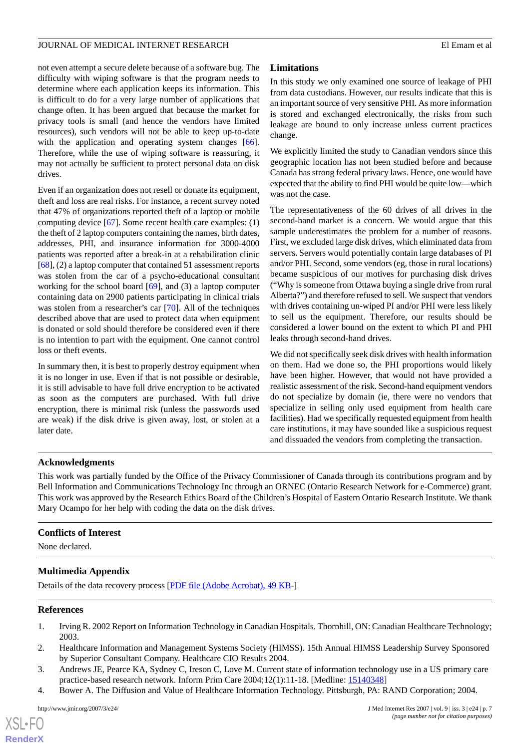not even attempt a secure delete because of a software bug. The difficulty with wiping software is that the program needs to determine where each application keeps its information. This is difficult to do for a very large number of applications that change often. It has been argued that because the market for privacy tools is small (and hence the vendors have limited resources), such vendors will not be able to keep up-to-date with the application and operating system changes [66]. Therefore, while the use of wiping software is reassuring, it may not actually be sufficient to protect personal data on disk drives.

Even if an organization does not resell or donate its equipment, theft and loss are real risks. For instance, a recent survey noted that 47% of organizations reported theft of a laptop or mobile computing device [67]. Some recent health care examples: (1) the theft of 2 laptop computers containing the names, birth dates, addresses, PHI, and insurance information for 3000-4000 patients was reported after a break-in at a rehabilitation clinic [68], (2) a laptop computer that contained 51 assessment reports was stolen from the car of a psycho-educational consultant working for the school board [69], and (3) a laptop computer containing data on 2900 patients participating in clinical trials was stolen from a researcher's car [70]. All of the techniques described above that are used to protect data when equipment is donated or sold should therefore be considered even if there is no intention to part with the equipment. One cannot control loss or theft events.

In summary then, it is best to properly destroy equipment when it is no longer in use. Even if that is not possible or desirable, it is still advisable to have full drive encryption to be activated as soon as the computers are purchased. With full drive encryption, there is minimal risk (unless the passwords used are weak) if the disk drive is given away, lost, or stolen at a later date.

## Limitations

In this study we only examined one source of leakage of PHI from data custodians. However, our results indicate that this is an important source of very sensitive PHI. As more information is stored and exchanged electronically, the risks from such leakage are bound to only increase unless current practices change.

We explicitly limited the study to Canadian vendors since this geographic location has not been studied before and because Canada has strong federal privacy laws. Hence, one would have expected that the ability to find PHI would be quite low—which was not the case.

The representativeness of the 60 drives of all drives in the second-hand market is a concern. We would argue that this sample underestimates the problem for a number of reasons. First, we excluded large disk drives, which eliminated data from servers. Servers would potentially contain large databases of PI and/or PHI. Second, some vendors (eg, those in rural locations) became suspicious of our motives for purchasing disk drives ("Why is someone from Ottawa buying a single drive from rural Alberta?") and therefore refused to sell. We suspect that vendors with drives containing un-wiped PI and/or PHI were less likely to sell us the equipment. Therefore, our results should be considered a lower bound on the extent to which PI and PHI leaks through second-hand drives.

We did not specifically seek disk drives with health information on them. Had we done so, the PHI proportions would likely have been higher. However, that would not have provided a realistic assessment of the risk. Second-hand equipment vendors do not specialize by domain (ie, there were no vendors that specialize in selling only used equipment from health care facilities). Had we specifically requested equipment from health care institutions, it may have sounded like a suspicious request and dissuaded the vendors from completing the transaction.

## Acknowledgments

This work was partially funded by the Office of the Privacy Commissioner of Canada through its contributions program and by Bell Information and Communications Technology Inc through an ORNEC (Ontario Research Network for e-Commerce) grant. This work was approved by the Research Ethics Board of the Children's Hospital of Eastern Ontario Research Institute. We thank Mary Ocampo for her help with coding the data on the disk drives.

## Conflicts of Interest

None declared.

## Multimedia Appendix

Details of the data recovery process [PDF file (Adobe Acrobat), 49 KB-]

## References

1. Irving R. 2002 Report on Information Technology in Canadian Hospitals. Thornhill, ON: Canadian Healthcare Technology; 2003.
2. Healthcare Information and Management Systems Society (HIMSS). 15th Annual HIMSS Leadership Survey Sponsored by Superior Consultant Company. Healthcare CIO Results 2004.
3. Andrews JE, Pearce KA, Sydney C, Ireson C, Love M. Current state of information technology use in a US primary care practice-based research network. Inform Prim Care 2004;12(1):11-18. [Medline: 15140348]
4. Bower A. The Diffusion and Value of Healthcare Information Technology. Pittsburgh, PA: RAND Corporation; 2004.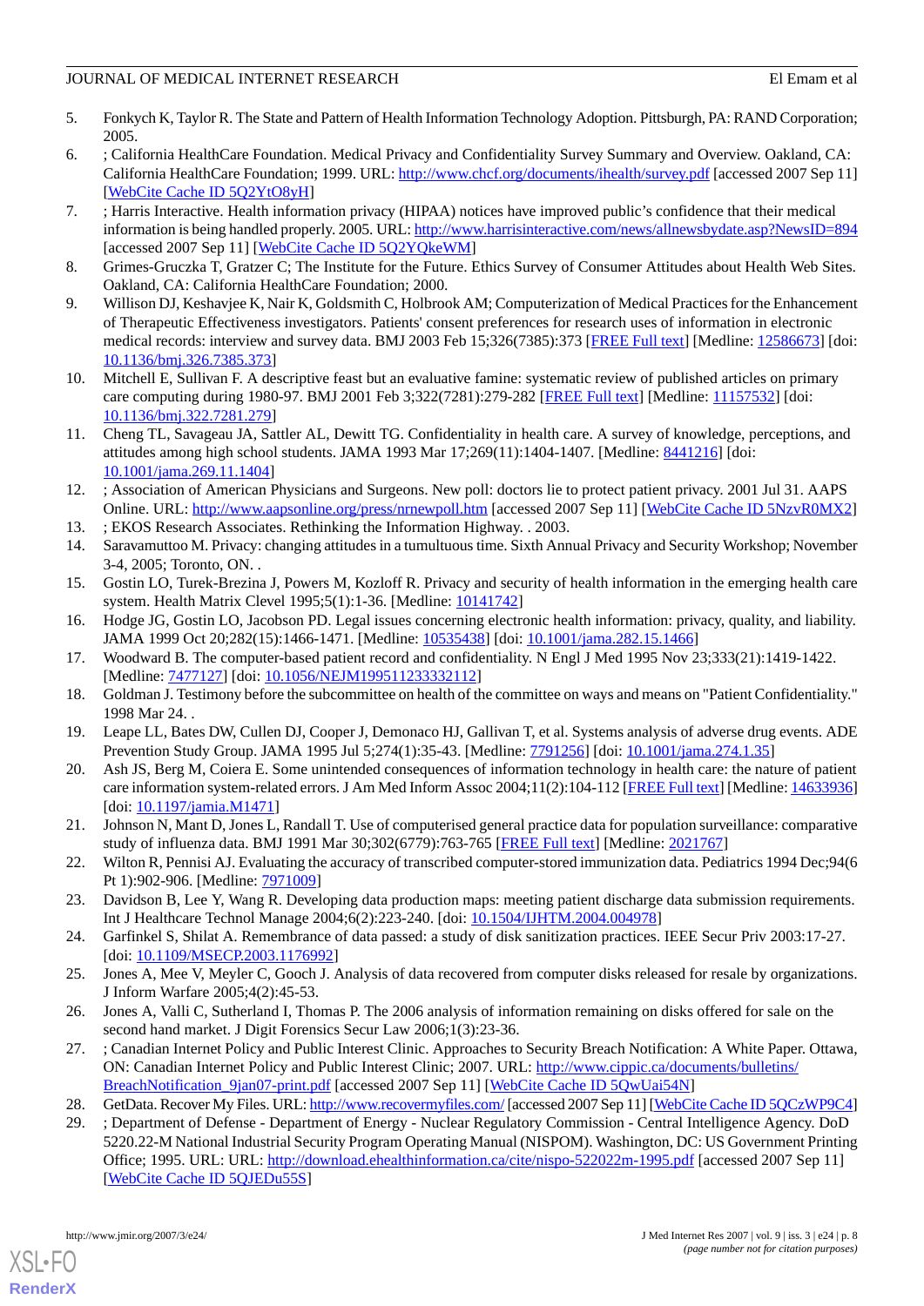5. Fonkych K, Taylor R. The State and Pattern of Health Information Technology Adoption. Pittsburgh, PA: RAND Corporation; 2005.
6. ; California HealthCare Foundation. Medical Privacy and Confidentiality Survey Summary and Overview. Oakland, CA: California HealthCare Foundation; 1999. URL: http://www.chcf.org/documents/ihealth/survey.pdf [accessed 2007 Sep 11] [WebCite Cache ID 5Q2YtO8yH]
7. ; Harris Interactive. Health information privacy (HIPAA) notices have improved public's confidence that their medical information is being handled properly. 2005. URL: http://www.harrisinteractive.com/news/allnewsbydate.asp?NewsID=894 [accessed 2007 Sep 11] [WebCite Cache ID 5Q2YQkeWM]
8. Grimes-Gruczka T, Gratzer C; The Institute for the Future. Ethics Survey of Consumer Attitudes about Health Web Sites. Oakland, CA: California HealthCare Foundation; 2000.
9. Willison DJ, Keshavjee K, Nair K, Goldsmith C, Holbrook AM; Computerization of Medical Practices for the Enhancement of Therapeutic Effectiveness investigators. Patients' consent preferences for research uses of information in electronic medical records: interview and survey data. BMJ 2003 Feb 15;326(7385):373 [FREE Full text] [Medline: 12586673] [doi: 10.1136/bmj.326.7385.373]
10. Mitchell E, Sullivan F. A descriptive feast but an evaluative famine: systematic review of published articles on primary care computing during 1980-97. BMJ 2001 Feb 3;322(7281):279-282 [FREE Full text] [Medline: 11157532] [doi: 10.1136/bmj.322.7281.279]
11. Cheng TL, Savageau JA, Sattler AL, Dewitt TG. Confidentiality in health care. A survey of knowledge, perceptions, and attitudes among high school students. JAMA 1993 Mar 17;269(11):1404-1407. [Medline: 8441216] [doi: 10.1001/jama.269.11.1404]
12. ; Association of American Physicians and Surgeons. New poll: doctors lie to protect patient privacy. 2001 Jul 31. AAPS Online. URL: http://www.aapsonline.org/press/nrnewpoll.htm [accessed 2007 Sep 11] [WebCite Cache ID 5NzvR0MX2]
13. ; EKOS Research Associates. Rethinking the Information Highway. . 2003.
14. Saravamuttoo M. Privacy: changing attitudes in a tumultuous time. Sixth Annual Privacy and Security Workshop; November 3-4, 2005; Toronto, ON. .
15. Gostin LO, Turek-Brezina J, Powers M, Kozloff R. Privacy and security of health information in the emerging health care system. Health Matrix Clevel 1995;5(1):1-36. [Medline: 10141742]
16. Hodge JG, Gostin LO, Jacobson PD. Legal issues concerning electronic health information: privacy, quality, and liability. JAMA 1999 Oct 20;282(15):1466-1471. [Medline: 10535438] [doi: 10.1001/jama.282.15.1466]
17. Woodward B. The computer-based patient record and confidentiality. N Engl J Med 1995 Nov 23;333(21):1419-1422. [Medline: 7477127] [doi: 10.1056/NEJM199511233332112]
18. Goldman J. Testimony before the subcommittee on health of the committee on ways and means on "Patient Confidentiality." 1998 Mar 24. .
19. Leape LL, Bates DW, Cullen DJ, Cooper J, Demonaco HJ, Gallivan T, et al. Systems analysis of adverse drug events. ADE Prevention Study Group. JAMA 1995 Jul 5;274(1):35-43. [Medline: 7791256] [doi: 10.1001/jama.274.1.35]
20. Ash JS, Berg M, Coiera E. Some unintended consequences of information technology in health care: the nature of patient care information system-related errors. J Am Med Inform Assoc 2004;11(2):104-112 [FREE Full text] [Medline: 14633936] [doi: 10.1197/jamia.M1471]
21. Johnson N, Mant D, Jones L, Randall T. Use of computerised general practice data for population surveillance: comparative study of influenza data. BMJ 1991 Mar 30;302(6779):763-765 [FREE Full text] [Medline: 2021767]
22. Wilton R, Pennisi AJ. Evaluating the accuracy of transcribed computer-stored immunization data. Pediatrics 1994 Dec;94(6 Pt 1):902-906. [Medline: 7971009]
23. Davidson B, Lee Y, Wang R. Developing data production maps: meeting patient discharge data submission requirements. Int J Healthcare Technol Manage 2004;6(2):223-240. [doi: 10.1504/IJHTM.2004.004978]
24. Garfinkel S, Shilat A. Remembrance of data passed: a study of disk sanitization practices. IEEE Secur Priv 2003:17-27. [doi: 10.1109/MSECP.2003.1176992]
25. Jones A, Mee V, Meyler C, Gooch J. Analysis of data recovered from computer disks released for resale by organizations. J Inform Warfare 2005;4(2):45-53.
26. Jones A, Valli C, Sutherland I, Thomas P. The 2006 analysis of information remaining on disks offered for sale on the second hand market. J Digit Forensics Secur Law 2006;1(3):23-36.
27. ; Canadian Internet Policy and Public Interest Clinic. Approaches to Security Breach Notification: A White Paper. Ottawa, ON: Canadian Internet Policy and Public Interest Clinic; 2007. URL: http://www.cippic.ca/documents/bulletins/BreachNotification_9jan07-print.pdf [accessed 2007 Sep 11] [WebCite Cache ID 5QwUai54N]
28. GetData. Recover My Files. URL: http://www.recovermyfiles.com/ [accessed 2007 Sep 11] [WebCite Cache ID 5QCzWP9C4]
29. ; Department of Defense - Department of Energy - Nuclear Regulatory Commission - Central Intelligence Agency. DoD 5220.22-M National Industrial Security Program Operating Manual (NISPOM). Washington, DC: US Government Printing Office; 1995. URL: URL: http://download.ehealthinformation.ca/cite/nispo-522022m-1995.pdf [accessed 2007 Sep 11] [WebCite Cache ID 5QJEDu55S]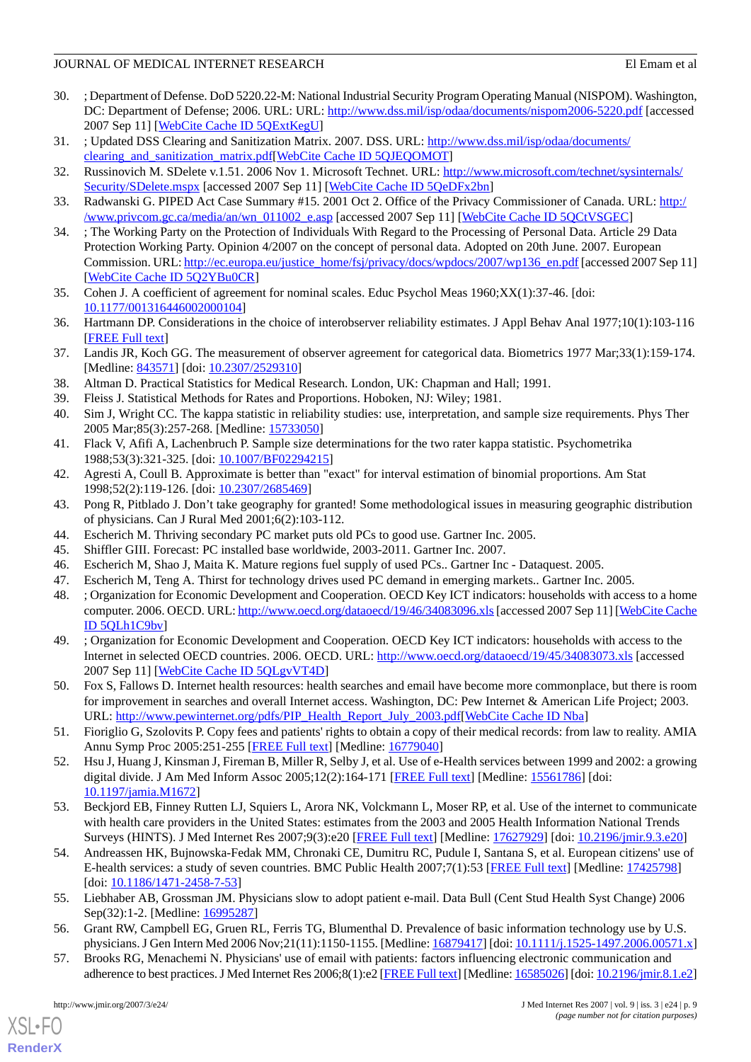30. ; Department of Defense. DoD 5220.22-M: National Industrial Security Program Operating Manual (NISPOM). Washington, DC: Department of Defense; 2006. URL: URL: http://www.dss.mil/isp/odaa/documents/nispom2006-5220.pdf [accessed 2007 Sep 11] [WebCite Cache ID 5QExtKegU]
31. ; Updated DSS Clearing and Sanitization Matrix. 2007. DSS. URL: http://www.dss.mil/isp/odaa/documents/clearing_and_sanitization_matrix.pdf[WebCite Cache ID 5QJEQOMOT]
32. Russinovich M. SDelete v.1.51. 2006 Nov 1. Microsoft Technet. URL: http://www.microsoft.com/technet/sysinternals/Security/SDelete.mspx [accessed 2007 Sep 11] [WebCite Cache ID 5QeDFx2bn]
33. Radwanski G. PIPED Act Case Summary #15. 2001 Oct 2. Office of the Privacy Commissioner of Canada. URL: http://www.privcom.gc.ca/media/an/wn_011002_e.asp [accessed 2007 Sep 11] [WebCite Cache ID 5QCtVSGEC]
34. ; The Working Party on the Protection of Individuals With Regard to the Processing of Personal Data. Article 29 Data Protection Working Party. Opinion 4/2007 on the concept of personal data. Adopted on 20th June. 2007. European Commission. URL: http://ec.europa.eu/justice_home/fsj/privacy/docs/wpdocs/2007/wp136_en.pdf [accessed 2007 Sep 11] [WebCite Cache ID 5Q2YBu0CR]
35. Cohen J. A coefficient of agreement for nominal scales. Educ Psychol Meas 1960;XX(1):37-46. [doi: 10.1177/001316446002000104]
36. Hartmann DP. Considerations in the choice of interobserver reliability estimates. J Appl Behav Anal 1977;10(1):103-116 [FREE Full text]
37. Landis JR, Koch GG. The measurement of observer agreement for categorical data. Biometrics 1977 Mar;33(1):159-174. [Medline: 843571] [doi: 10.2307/2529310]
38. Altman D. Practical Statistics for Medical Research. London, UK: Chapman and Hall; 1991.
39. Fleiss J. Statistical Methods for Rates and Proportions. Hoboken, NJ: Wiley; 1981.
40. Sim J, Wright CC. The kappa statistic in reliability studies: use, interpretation, and sample size requirements. Phys Ther 2005 Mar;85(3):257-268. [Medline: 15733050]
41. Flack V, Afifi A, Lachenbruch P. Sample size determinations for the two rater kappa statistic. Psychometrika 1988;53(3):321-325. [doi: 10.1007/BF02294215]
42. Agresti A, Coull B. Approximate is better than "exact" for interval estimation of binomial proportions. Am Stat 1998;52(2):119-126. [doi: 10.2307/2685469]
43. Pong R, Pitblado J. Don't take geography for granted! Some methodological issues in measuring geographic distribution of physicians. Can J Rural Med 2001;6(2):103-112.
44. Escherich M. Thriving secondary PC market puts old PCs to good use. Gartner Inc. 2005.
45. Shiffler GIII. Forecast: PC installed base worldwide, 2003-2011. Gartner Inc. 2007.
46. Escherich M, Shao J, Maita K. Mature regions fuel supply of used PCs.. Gartner Inc - Dataquest. 2005.
47. Escherich M, Teng A. Thirst for technology drives used PC demand in emerging markets.. Gartner Inc. 2005.
48. ; Organization for Economic Development and Cooperation. OECD Key ICT indicators: households with access to a home computer. 2006. OECD. URL: http://www.oecd.org/dataoecd/19/46/34083096.xls [accessed 2007 Sep 11] [WebCite Cache ID 5QLh1C9bv]
49. ; Organization for Economic Development and Cooperation. OECD Key ICT indicators: households with access to the Internet in selected OECD countries. 2006. OECD. URL: http://www.oecd.org/dataoecd/19/45/34083073.xls [accessed 2007 Sep 11] [WebCite Cache ID 5QLgvVT4D]
50. Fox S, Fallows D. Internet health resources: health searches and email have become more commonplace, but there is room for improvement in searches and overall Internet access. Washington, DC: Pew Internet & American Life Project; 2003. URL: http://www.pewinternet.org/pdfs/PIP_Health_Report_July_2003.pdf[WebCite Cache ID Nba]
51. Fioriglio G, Szolovits P. Copy fees and patients' rights to obtain a copy of their medical records: from law to reality. AMIA Annu Symp Proc 2005:251-255 [FREE Full text] [Medline: 16779040]
52. Hsu J, Huang J, Kinsman J, Fireman B, Miller R, Selby J, et al. Use of e-Health services between 1999 and 2002: a growing digital divide. J Am Med Inform Assoc 2005;12(2):164-171 [FREE Full text] [Medline: 15561786] [doi: 10.1197/jamia.M1672]
53. Beckjord EB, Finney Rutten LJ, Squiers L, Arora NK, Volckmann L, Moser RP, et al. Use of the internet to communicate with health care providers in the United States: estimates from the 2003 and 2005 Health Information National Trends Surveys (HINTS). J Med Internet Res 2007;9(3):e20 [FREE Full text] [Medline: 17627929] [doi: 10.2196/jmir.9.3.e20]
54. Andreassen HK, Bujnowska-Fedak MM, Chronaki CE, Dumitru RC, Pudule I, Santana S, et al. European citizens' use of E-health services: a study of seven countries. BMC Public Health 2007;7(1):53 [FREE Full text] [Medline: 17425798] [doi: 10.1186/1471-2458-7-53]
55. Liebhaber AB, Grossman JM. Physicians slow to adopt patient e-mail. Data Bull (Cent Stud Health Syst Change) 2006 Sep(32):1-2. [Medline: 16995287]
56. Grant RW, Campbell EG, Gruen RL, Ferris TG, Blumenthal D. Prevalence of basic information technology use by U.S. physicians. J Gen Intern Med 2006 Nov;21(11):1150-1155. [Medline: 16879417] [doi: 10.1111/j.1525-1497.2006.00571.x]
57. Brooks RG, Menachemi N. Physicians' use of email with patients: factors influencing electronic communication and adherence to best practices. J Med Internet Res 2006;8(1):e2 [FREE Full text] [Medline: 16585026] [doi: 10.2196/jmir.8.1.e2]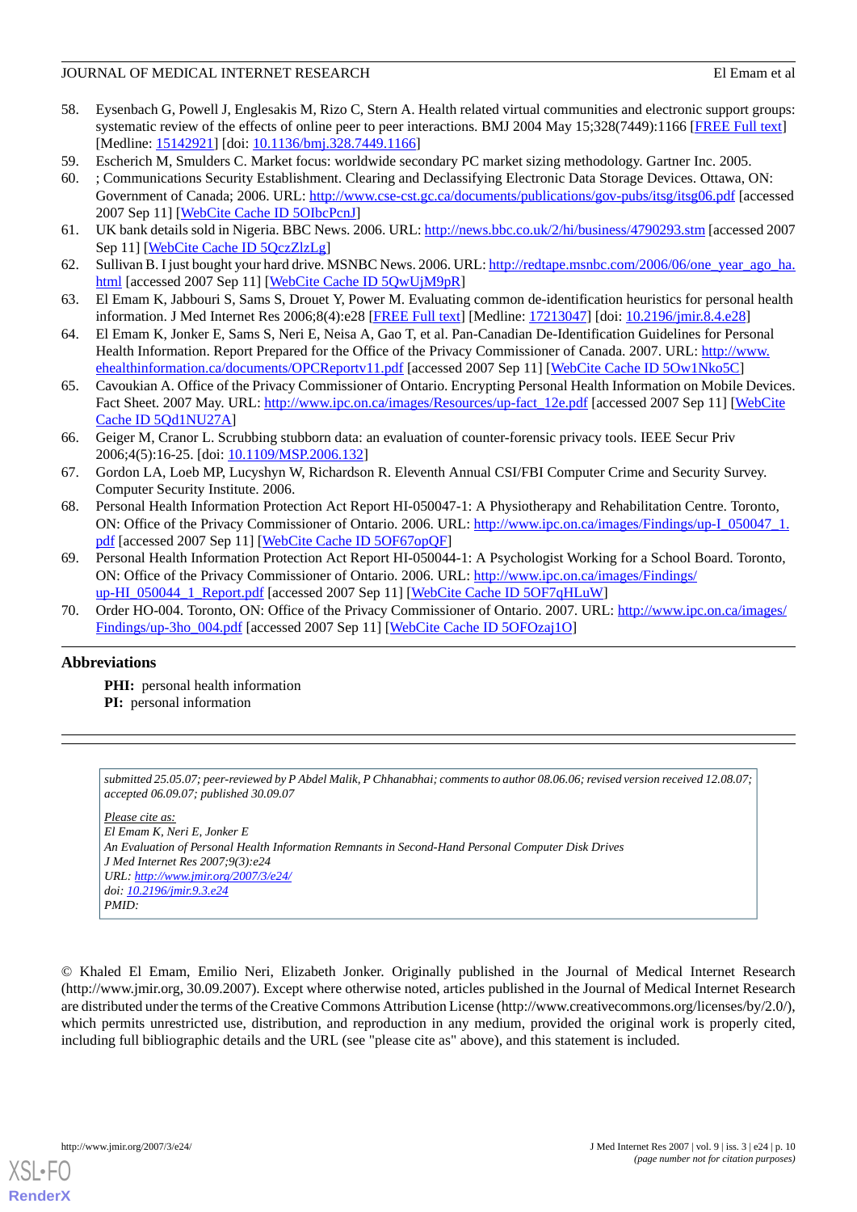58. Eysenbach G, Powell J, Englesakis M, Rizo C, Stern A. Health related virtual communities and electronic support groups: systematic review of the effects of online peer to peer interactions. BMJ 2004 May 15;328(7449):1166 [FREE Full text] [Medline: 15142921] [doi: 10.1136/bmj.328.7449.1166]
59. Escherich M, Smulders C. Market focus: worldwide secondary PC market sizing methodology. Gartner Inc. 2005.
60. ; Communications Security Establishment. Clearing and Declassifying Electronic Data Storage Devices. Ottawa, ON: Government of Canada; 2006. URL: http://www.cse-cst.gc.ca/documents/publications/gov-pubs/itsg/itsg06.pdf [accessed 2007 Sep 11] [WebCite Cache ID 5OIbcPcnJ]
61. UK bank details sold in Nigeria. BBC News. 2006. URL: http://news.bbc.co.uk/2/hi/business/4790293.stm [accessed 2007 Sep 11] [WebCite Cache ID 5QczZlzLg]
62. Sullivan B. I just bought your hard drive. MSNBC News. 2006. URL: http://redtape.msnbc.com/2006/06/one_year_ago_ha.html [accessed 2007 Sep 11] [WebCite Cache ID 5QwUjM9pR]
63. El Emam K, Jabbouri S, Sams S, Drouet Y, Power M. Evaluating common de-identification heuristics for personal health information. J Med Internet Res 2006;8(4):e28 [FREE Full text] [Medline: 17213047] [doi: 10.2196/jmir.8.4.e28]
64. El Emam K, Jonker E, Sams S, Neri E, Neisa A, Gao T, et al. Pan-Canadian De-Identification Guidelines for Personal Health Information. Report Prepared for the Office of the Privacy Commissioner of Canada. 2007. URL: http://www.ehealthinformation.ca/documents/OPCReportv11.pdf [accessed 2007 Sep 11] [WebCite Cache ID 5Ow1Nko5C]
65. Cavoukian A. Office of the Privacy Commissioner of Ontario. Encrypting Personal Health Information on Mobile Devices. Fact Sheet. 2007 May. URL: http://www.ipc.on.ca/images/Resources/up-fact_12e.pdf [accessed 2007 Sep 11] [WebCite Cache ID 5Qd1NU27A]
66. Geiger M, Cranor L. Scrubbing stubborn data: an evaluation of counter-forensic privacy tools. IEEE Secur Priv 2006;4(5):16-25. [doi: 10.1109/MSP.2006.132]
67. Gordon LA, Loeb MP, Lucyshyn W, Richardson R. Eleventh Annual CSI/FBI Computer Crime and Security Survey. Computer Security Institute. 2006.
68. Personal Health Information Protection Act Report HI-050047-1: A Physiotherapy and Rehabilitation Centre. Toronto, ON: Office of the Privacy Commissioner of Ontario. 2006. URL: http://www.ipc.on.ca/images/Findings/up-I_050047_1.pdf [accessed 2007 Sep 11] [WebCite Cache ID 5OF67opQF]
69. Personal Health Information Protection Act Report HI-050044-1: A Psychologist Working for a School Board. Toronto, ON: Office of the Privacy Commissioner of Ontario. 2006. URL: http://www.ipc.on.ca/images/Findings/up-HI_050044_1_Report.pdf [accessed 2007 Sep 11] [WebCite Cache ID 5OF7qHLuW]
70. Order HO-004. Toronto, ON: Office of the Privacy Commissioner of Ontario. 2007. URL: http://www.ipc.on.ca/images/Findings/up-3ho_004.pdf [accessed 2007 Sep 11] [WebCite Cache ID 5OFOzaj1O]

## Abbreviations

**PHI:** personal health information
**PI:** personal information

*submitted 25.05.07; peer-reviewed by P Abdel Malik, P Chhanabhai; comments to author 08.06.06; revised version received 12.08.07; accepted 06.09.07; published 30.09.07*

*Please cite as:*
*El Emam K, Neri E, Jonker E*
*An Evaluation of Personal Health Information Remnants in Second-Hand Personal Computer Disk Drives*
*J Med Internet Res 2007;9(3):e24*
*URL: http://www.jmir.org/2007/3/e24/*
*doi: 10.2196/jmir.9.3.e24*
*PMID:*

© Khaled El Emam, Emilio Neri, Elizabeth Jonker. Originally published in the Journal of Medical Internet Research (http://www.jmir.org, 30.09.2007). Except where otherwise noted, articles published in the Journal of Medical Internet Research are distributed under the terms of the Creative Commons Attribution License (http://www.creativecommons.org/licenses/by/2.0/), which permits unrestricted use, distribution, and reproduction in any medium, provided the original work is properly cited, including full bibliographic details and the URL (see "please cite as" above), and this statement is included.